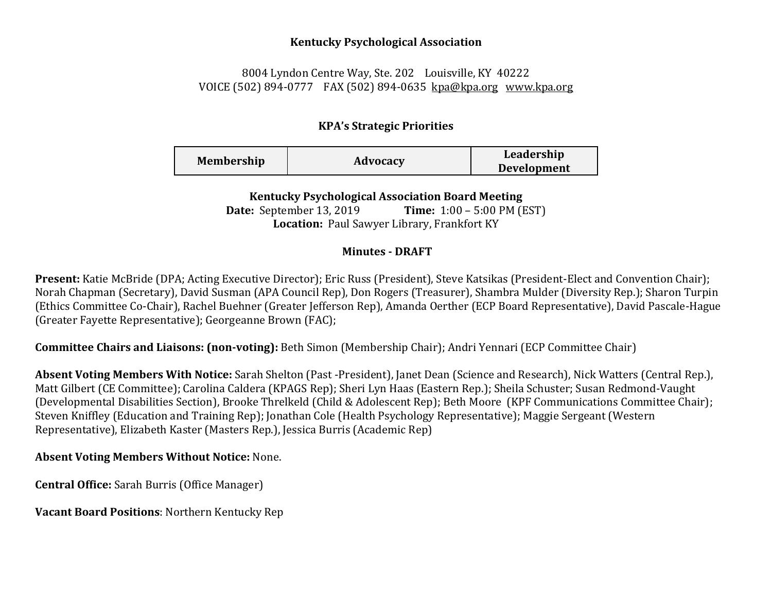**Kentucky Psychological Association**

8004 Lyndon Centre Way, Ste. 202 Louisville, KY 40222
VOICE (502) 894-0777 FAX (502) 894-0635 kpa@kpa.org www.kpa.org

**KPA's Strategic Priorities**

| Membership | Advocacy | Leadership Development |
|---|---|---|

**Kentucky Psychological Association Board Meeting**
**Date:** September 13, 2019 **Time:** 1:00 – 5:00 PM (EST)
**Location:** Paul Sawyer Library, Frankfort KY

**Minutes - DRAFT**

**Present:** Katie McBride (DPA; Acting Executive Director); Eric Russ (President), Steve Katsikas (President-Elect and Convention Chair); Norah Chapman (Secretary), David Susman (APA Council Rep), Don Rogers (Treasurer), Shambra Mulder (Diversity Rep.); Sharon Turpin (Ethics Committee Co-Chair), Rachel Buehner (Greater Jefferson Rep), Amanda Oerther (ECP Board Representative), David Pascale-Hague (Greater Fayette Representative); Georgeanne Brown (FAC);

**Committee Chairs and Liaisons: (non-voting):** Beth Simon (Membership Chair); Andri Yennari (ECP Committee Chair)

**Absent Voting Members With Notice:** Sarah Shelton (Past -President), Janet Dean (Science and Research), Nick Watters (Central Rep.), Matt Gilbert (CE Committee); Carolina Caldera (KPAGS Rep); Sheri Lyn Haas (Eastern Rep.); Sheila Schuster; Susan Redmond-Vaught (Developmental Disabilities Section), Brooke Threlkeld (Child & Adolescent Rep); Beth Moore (KPF Communications Committee Chair); Steven Kniffley (Education and Training Rep); Jonathan Cole (Health Psychology Representative); Maggie Sergeant (Western Representative), Elizabeth Kaster (Masters Rep.), Jessica Burris (Academic Rep)

**Absent Voting Members Without Notice:** None.

**Central Office:** Sarah Burris (Office Manager)

**Vacant Board Positions**: Northern Kentucky Rep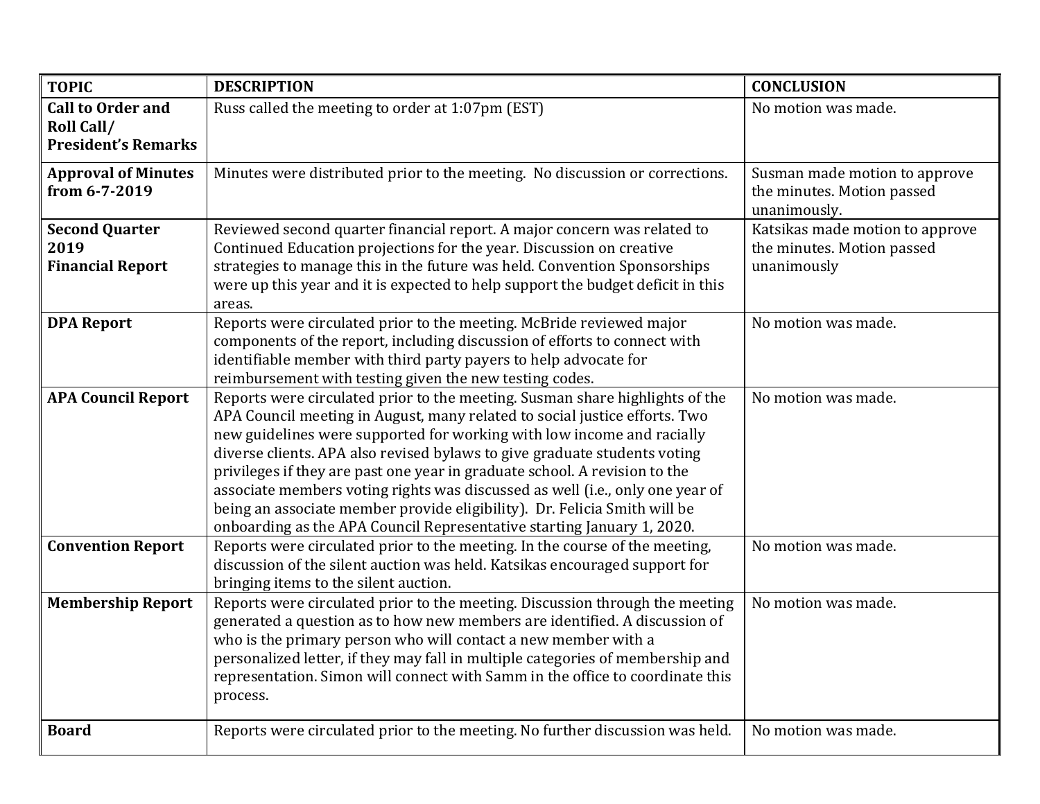| TOPIC | DESCRIPTION | CONCLUSION |
| --- | --- | --- |
| **Call to Order and Roll Call/ President's Remarks** | Russ called the meeting to order at 1:07pm (EST) | No motion was made. |
| **Approval of Minutes from 6-7-2019** | Minutes were distributed prior to the meeting. No discussion or corrections. | Susman made motion to approve the minutes. Motion passed unanimously. |
| **Second Quarter 2019 Financial Report** | Reviewed second quarter financial report. A major concern was related to Continued Education projections for the year. Discussion on creative strategies to manage this in the future was held. Convention Sponsorships were up this year and it is expected to help support the budget deficit in this areas. | Katsikas made motion to approve the minutes. Motion passed unanimously |
| **DPA Report** | Reports were circulated prior to the meeting. McBride reviewed major components of the report, including discussion of efforts to connect with identifiable member with third party payers to help advocate for reimbursement with testing given the new testing codes. | No motion was made. |
| **APA Council Report** | Reports were circulated prior to the meeting. Susman share highlights of the APA Council meeting in August, many related to social justice efforts. Two new guidelines were supported for working with low income and racially diverse clients. APA also revised bylaws to give graduate students voting privileges if they are past one year in graduate school. A revision to the associate members voting rights was discussed as well (i.e., only one year of being an associate member provide eligibility). Dr. Felicia Smith will be onboarding as the APA Council Representative starting January 1, 2020. | No motion was made. |
| **Convention Report** | Reports were circulated prior to the meeting. In the course of the meeting, discussion of the silent auction was held. Katsikas encouraged support for bringing items to the silent auction. | No motion was made. |
| **Membership Report** | Reports were circulated prior to the meeting. Discussion through the meeting generated a question as to how new members are identified. A discussion of who is the primary person who will contact a new member with a personalized letter, if they may fall in multiple categories of membership and representation. Simon will connect with Samm in the office to coordinate this process. | No motion was made. |
| **Board** | Reports were circulated prior to the meeting. No further discussion was held. | No motion was made. |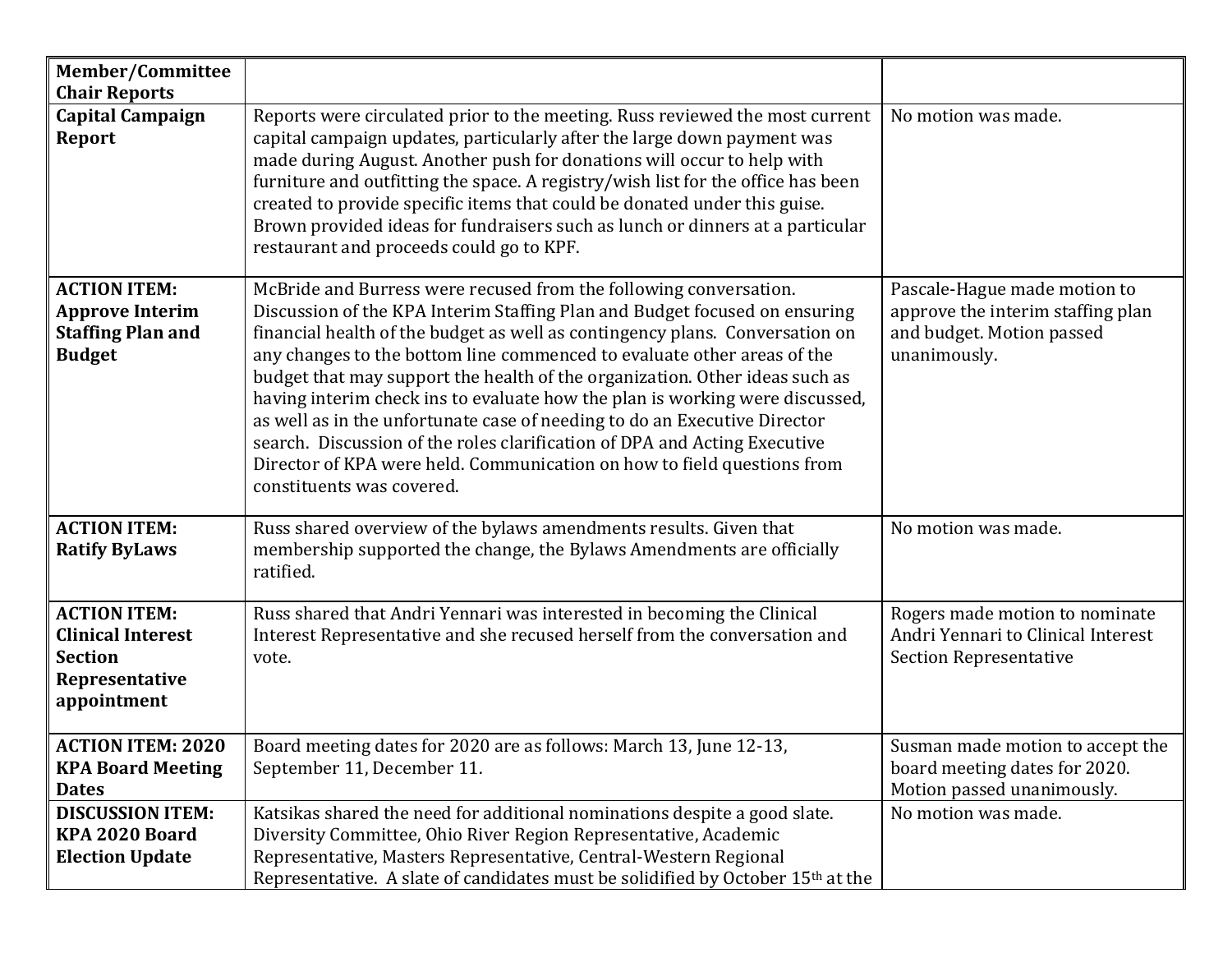| **Member/Committee Chair Reports** | | |
|---|---|---|
| **Capital Campaign Report** | Reports were circulated prior to the meeting. Russ reviewed the most current capital campaign updates, particularly after the large down payment was made during August. Another push for donations will occur to help with furniture and outfitting the space. A registry/wish list for the office has been created to provide specific items that could be donated under this guise. Brown provided ideas for fundraisers such as lunch or dinners at a particular restaurant and proceeds could go to KPF. | No motion was made. |
| **ACTION ITEM: Approve Interim Staffing Plan and Budget** | McBride and Burress were recused from the following conversation. Discussion of the KPA Interim Staffing Plan and Budget focused on ensuring financial health of the budget as well as contingency plans. Conversation on any changes to the bottom line commenced to evaluate other areas of the budget that may support the health of the organization. Other ideas such as having interim check ins to evaluate how the plan is working were discussed, as well as in the unfortunate case of needing to do an Executive Director search. Discussion of the roles clarification of DPA and Acting Executive Director of KPA were held. Communication on how to field questions from constituents was covered. | Pascale-Hague made motion to approve the interim staffing plan and budget. Motion passed unanimously. |
| **ACTION ITEM: Ratify ByLaws** | Russ shared overview of the bylaws amendments results. Given that membership supported the change, the Bylaws Amendments are officially ratified. | No motion was made. |
| **ACTION ITEM: Clinical Interest Section Representative appointment** | Russ shared that Andri Yennari was interested in becoming the Clinical Interest Representative and she recused herself from the conversation and vote. | Rogers made motion to nominate Andri Yennari to Clinical Interest Section Representative |
| **ACTION ITEM: 2020 KPA Board Meeting Dates** | Board meeting dates for 2020 are as follows: March 13, June 12-13, September 11, December 11. | Susman made motion to accept the board meeting dates for 2020. Motion passed unanimously. |
| **DISCUSSION ITEM: KPA 2020 Board Election Update** | Katsikas shared the need for additional nominations despite a good slate. Diversity Committee, Ohio River Region Representative, Academic Representative, Masters Representative, Central-Western Regional Representative. A slate of candidates must be solidified by October 15th at the | No motion was made. |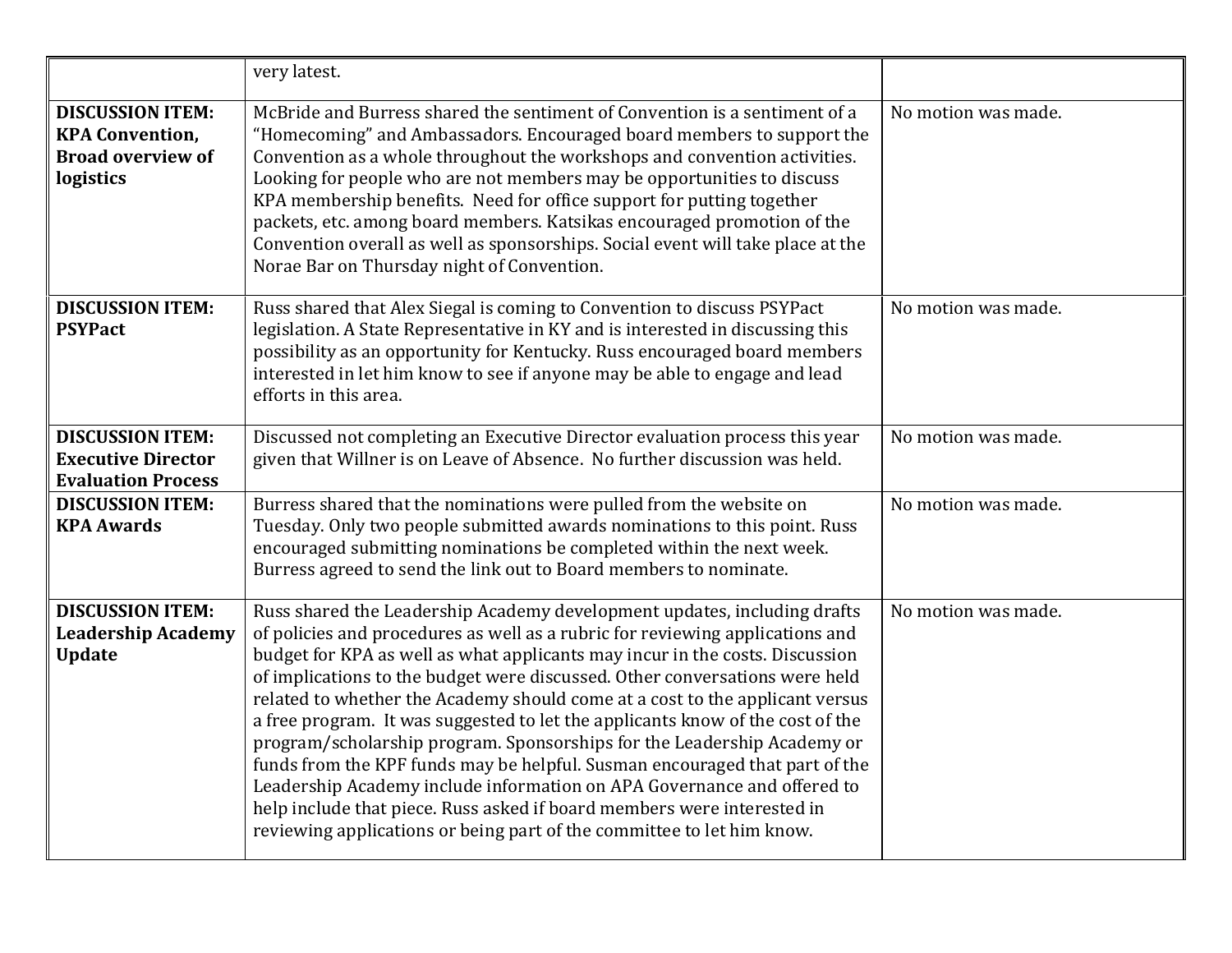|  |  |  |
|---|---|---|
|  | very latest. |  |
| **DISCUSSION ITEM: KPA Convention, Broad overview of logistics** | McBride and Burress shared the sentiment of Convention is a sentiment of a "Homecoming" and Ambassadors. Encouraged board members to support the Convention as a whole throughout the workshops and convention activities. Looking for people who are not members may be opportunities to discuss KPA membership benefits. Need for office support for putting together packets, etc. among board members. Katsikas encouraged promotion of the Convention overall as well as sponsorships. Social event will take place at the Norae Bar on Thursday night of Convention. | No motion was made. |
| **DISCUSSION ITEM: PSYPact** | Russ shared that Alex Siegal is coming to Convention to discuss PSYPact legislation. A State Representative in KY and is interested in discussing this possibility as an opportunity for Kentucky. Russ encouraged board members interested in let him know to see if anyone may be able to engage and lead efforts in this area. | No motion was made. |
| **DISCUSSION ITEM: Executive Director Evaluation Process** | Discussed not completing an Executive Director evaluation process this year given that Willner is on Leave of Absence. No further discussion was held. | No motion was made. |
| **DISCUSSION ITEM: KPA Awards** | Burress shared that the nominations were pulled from the website on Tuesday. Only two people submitted awards nominations to this point. Russ encouraged submitting nominations be completed within the next week. Burress agreed to send the link out to Board members to nominate. | No motion was made. |
| **DISCUSSION ITEM: Leadership Academy Update** | Russ shared the Leadership Academy development updates, including drafts of policies and procedures as well as a rubric for reviewing applications and budget for KPA as well as what applicants may incur in the costs. Discussion of implications to the budget were discussed. Other conversations were held related to whether the Academy should come at a cost to the applicant versus a free program. It was suggested to let the applicants know of the cost of the program/scholarship program. Sponsorships for the Leadership Academy or funds from the KPF funds may be helpful. Susman encouraged that part of the Leadership Academy include information on APA Governance and offered to help include that piece. Russ asked if board members were interested in reviewing applications or being part of the committee to let him know. | No motion was made. |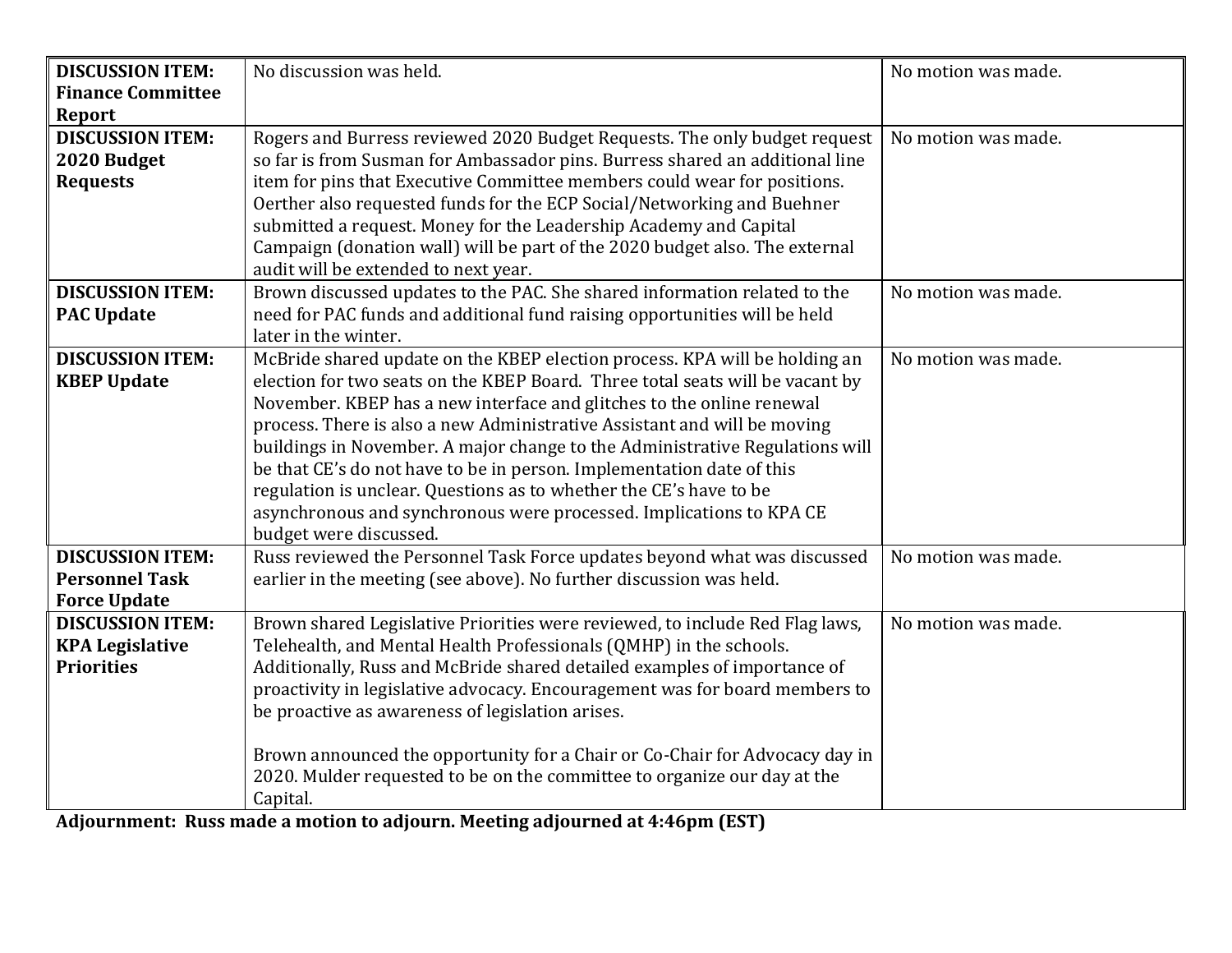| | | |
|---|---|---|
| **DISCUSSION ITEM: Finance Committee Report** | No discussion was held. | No motion was made. |
| **DISCUSSION ITEM: 2020 Budget Requests** | Rogers and Burress reviewed 2020 Budget Requests. The only budget request so far is from Susman for Ambassador pins. Burress shared an additional line item for pins that Executive Committee members could wear for positions. Oerther also requested funds for the ECP Social/Networking and Buehner submitted a request. Money for the Leadership Academy and Capital Campaign (donation wall) will be part of the 2020 budget also. The external audit will be extended to next year. | No motion was made. |
| **DISCUSSION ITEM: PAC Update** | Brown discussed updates to the PAC. She shared information related to the need for PAC funds and additional fund raising opportunities will be held later in the winter. | No motion was made. |
| **DISCUSSION ITEM: KBEP Update** | McBride shared update on the KBEP election process. KPA will be holding an election for two seats on the KBEP Board. Three total seats will be vacant by November. KBEP has a new interface and glitches to the online renewal process. There is also a new Administrative Assistant and will be moving buildings in November. A major change to the Administrative Regulations will be that CE's do not have to be in person. Implementation date of this regulation is unclear. Questions as to whether the CE's have to be asynchronous and synchronous were processed. Implications to KPA CE budget were discussed. | No motion was made. |
| **DISCUSSION ITEM: Personnel Task Force Update** | Russ reviewed the Personnel Task Force updates beyond what was discussed earlier in the meeting (see above). No further discussion was held. | No motion was made. |
| **DISCUSSION ITEM: KPA Legislative Priorities** | Brown shared Legislative Priorities were reviewed, to include Red Flag laws, Telehealth, and Mental Health Professionals (QMHP) in the schools. Additionally, Russ and McBride shared detailed examples of importance of proactivity in legislative advocacy. Encouragement was for board members to be proactive as awareness of legislation arises.<br><br>Brown announced the opportunity for a Chair or Co-Chair for Advocacy day in 2020. Mulder requested to be on the committee to organize our day at the Capital. | No motion was made. |

**Adjournment: Russ made a motion to adjourn. Meeting adjourned at 4:46pm (EST)**